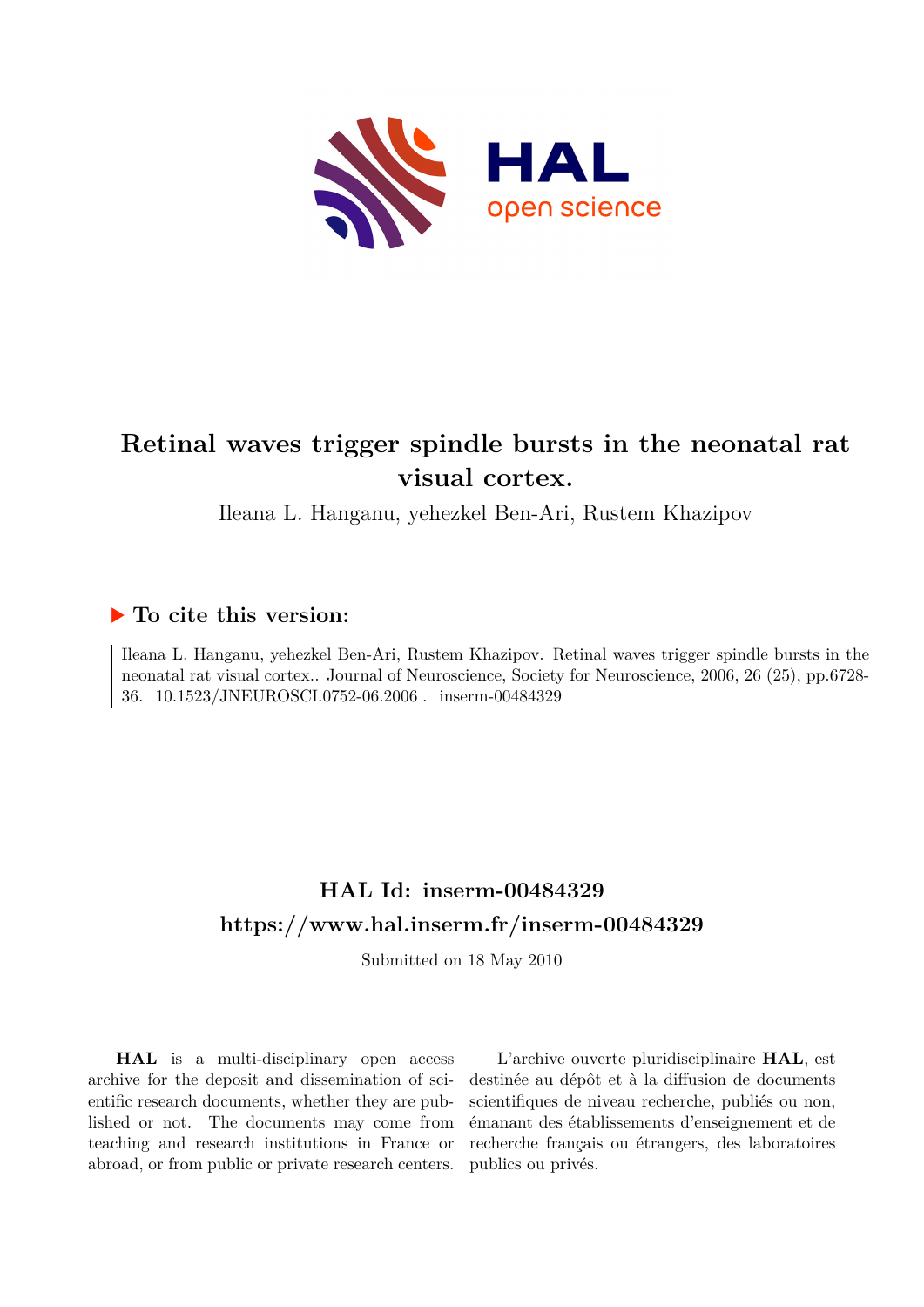# Retinal waves trigger spindle bursts in the neonatal rat visual cortex.

Ileana L. Hanganu, yehezkel Ben-Ari, Rustem Khazipov

## ▶ To cite this version:

Ileana L. Hanganu, yehezkel Ben-Ari, Rustem Khazipov. Retinal waves trigger spindle bursts in the neonatal rat visual cortex.. Journal of Neuroscience, Society for Neuroscience, 2006, 26 (25), pp.6728-36. 10.1523/JNEUROSCI.0752-06.2006 . inserm-00484329

## HAL Id: inserm-00484329
## https://www.hal.inserm.fr/inserm-00484329

Submitted on 18 May 2010

**HAL** is a multi-disciplinary open access archive for the deposit and dissemination of scientific research documents, whether they are published or not. The documents may come from teaching and research institutions in France or abroad, or from public or private research centers.

L'archive ouverte pluridisciplinaire **HAL**, est destinée au dépôt et à la diffusion de documents scientifiques de niveau recherche, publiés ou non, émanant des établissements d'enseignement et de recherche français ou étrangers, des laboratoires publics ou privés.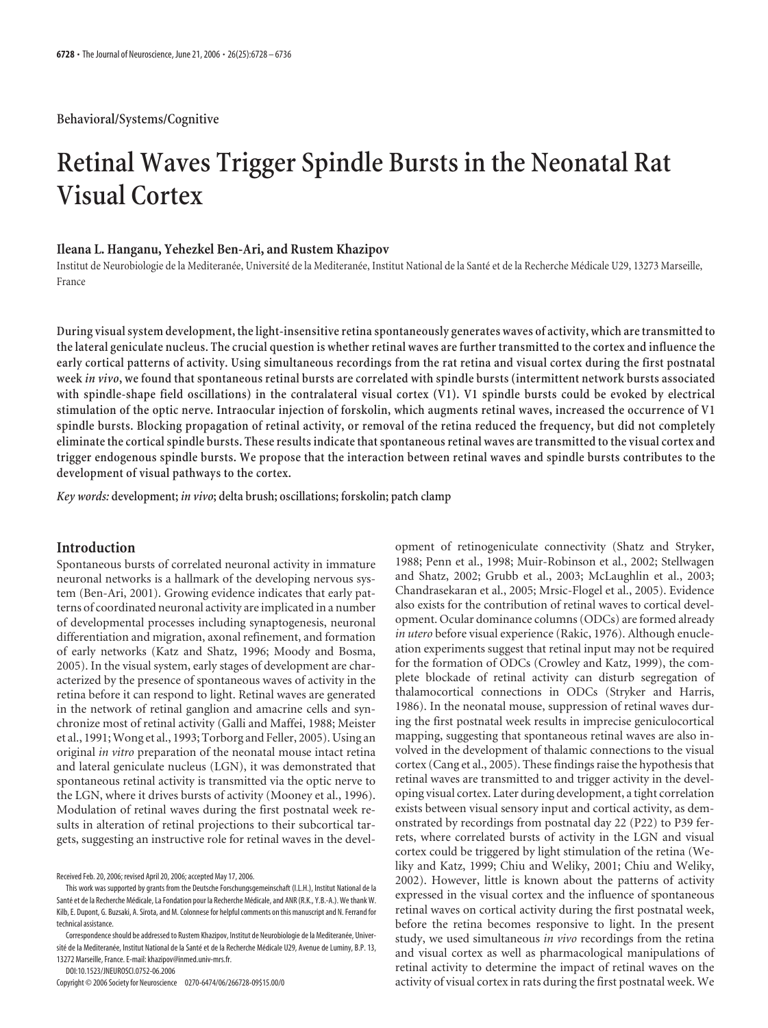**Behavioral/Systems/Cognitive**

# Retinal Waves Trigger Spindle Bursts in the Neonatal Rat Visual Cortex

**Ileana L. Hanganu, Yehezkel Ben-Ari, and Rustem Khazipov**

Institut de Neurobiologie de la Mediteranée, Université de la Mediteranée, Institut National de la Santé et de la Recherche Médicale U29, 13273 Marseille, France

**During visual system development, the light-insensitive retina spontaneously generates waves of activity, which are transmitted to the lateral geniculate nucleus. The crucial question is whether retinal waves are further transmitted to the cortex and influence the early cortical patterns of activity. Using simultaneous recordings from the rat retina and visual cortex during the first postnatal week *in vivo*, we found that spontaneous retinal bursts are correlated with spindle bursts (intermittent network bursts associated with spindle-shape field oscillations) in the contralateral visual cortex (V1). V1 spindle bursts could be evoked by electrical stimulation of the optic nerve. Intraocular injection of forskolin, which augments retinal waves, increased the occurrence of V1 spindle bursts. Blocking propagation of retinal activity, or removal of the retina reduced the frequency, but did not completely eliminate the cortical spindle bursts. These results indicate that spontaneous retinal waves are transmitted to the visual cortex and trigger endogenous spindle bursts. We propose that the interaction between retinal waves and spindle bursts contributes to the development of visual pathways to the cortex.**

***Key words:*** **development; *in vivo*; delta brush; oscillations; forskolin; patch clamp**

## Introduction

Spontaneous bursts of correlated neuronal activity in immature neuronal networks is a hallmark of the developing nervous system (Ben-Ari, 2001). Growing evidence indicates that early patterns of coordinated neuronal activity are implicated in a number of developmental processes including synaptogenesis, neuronal differentiation and migration, axonal refinement, and formation of early networks (Katz and Shatz, 1996; Moody and Bosma, 2005). In the visual system, early stages of development are characterized by the presence of spontaneous waves of activity in the retina before it can respond to light. Retinal waves are generated in the network of retinal ganglion and amacrine cells and synchronize most of retinal activity (Galli and Maffei, 1988; Meister et al., 1991; Wong et al., 1993; Torborg and Feller, 2005). Using an original *in vitro* preparation of the neonatal mouse intact retina and lateral geniculate nucleus (LGN), it was demonstrated that spontaneous retinal activity is transmitted via the optic nerve to the LGN, where it drives bursts of activity (Mooney et al., 1996). Modulation of retinal waves during the first postnatal week results in alteration of retinal projections to their subcortical targets, suggesting an instructive role for retinal waves in the development of retinogeniculate connectivity (Shatz and Stryker, 1988; Penn et al., 1998; Muir-Robinson et al., 2002; Stellwagen and Shatz, 2002; Grubb et al., 2003; McLaughlin et al., 2003; Chandrasekaran et al., 2005; Mrsic-Flogel et al., 2005). Evidence also exists for the contribution of retinal waves to cortical development. Ocular dominance columns (ODCs) are formed already *in utero* before visual experience (Rakic, 1976). Although enucleation experiments suggest that retinal input may not be required for the formation of ODCs (Crowley and Katz, 1999), the complete blockade of retinal activity can disturb segregation of thalamocortical connections in ODCs (Stryker and Harris, 1986). In the neonatal mouse, suppression of retinal waves during the first postnatal week results in imprecise geniculocortical mapping, suggesting that spontaneous retinal waves are also involved in the development of thalamic connections to the visual cortex (Cang et al., 2005). These findings raise the hypothesis that retinal waves are transmitted to and trigger activity in the developing visual cortex. Later during development, a tight correlation exists between visual sensory input and cortical activity, as demonstrated by recordings from postnatal day 22 (P22) to P39 ferrets, where correlated bursts of activity in the LGN and visual cortex could be triggered by light stimulation of the retina (Weliky and Katz, 1999; Chiu and Weliky, 2001; Chiu and Weliky, 2002). However, little is known about the patterns of activity expressed in the visual cortex and the influence of spontaneous retinal waves on cortical activity during the first postnatal week, before the retina becomes responsive to light. In the present study, we used simultaneous *in vivo* recordings from the retina and visual cortex as well as pharmacological manipulations of retinal activity to determine the impact of retinal waves on the activity of visual cortex in rats during the first postnatal week. We

Received Feb. 20, 2006; revised April 20, 2006; accepted May 17, 2006.

This work was supported by grants from the Deutsche Forschungsgemeinschaft (I.L.H.), Institut National de la Santé et de la Recherche Médicale, La Fondation pour la Recherche Médicale, and ANR (R.K., Y.B.-A.). We thank W. Kilb, E. Dupont, G. Buzsaki, A. Sirota, and M. Colonnese for helpful comments on this manuscript and N. Ferrand for technical assistance.

Correspondence should be addressed to Rustem Khazipov, Institut de Neurobiologie de la Mediteranée, Université de la Mediteranée, Institut National de la Santé et de la Recherche Médicale U29, Avenue de Luminy, B.P. 13, 13272 Marseille, France. E-mail: khazipov@inmed.univ-mrs.fr.

DOI:10.1523/JNEUROSCI.0752-06.2006

Copyright © 2006 Society for Neuroscience 0270-6474/06/266728-09$15.00/0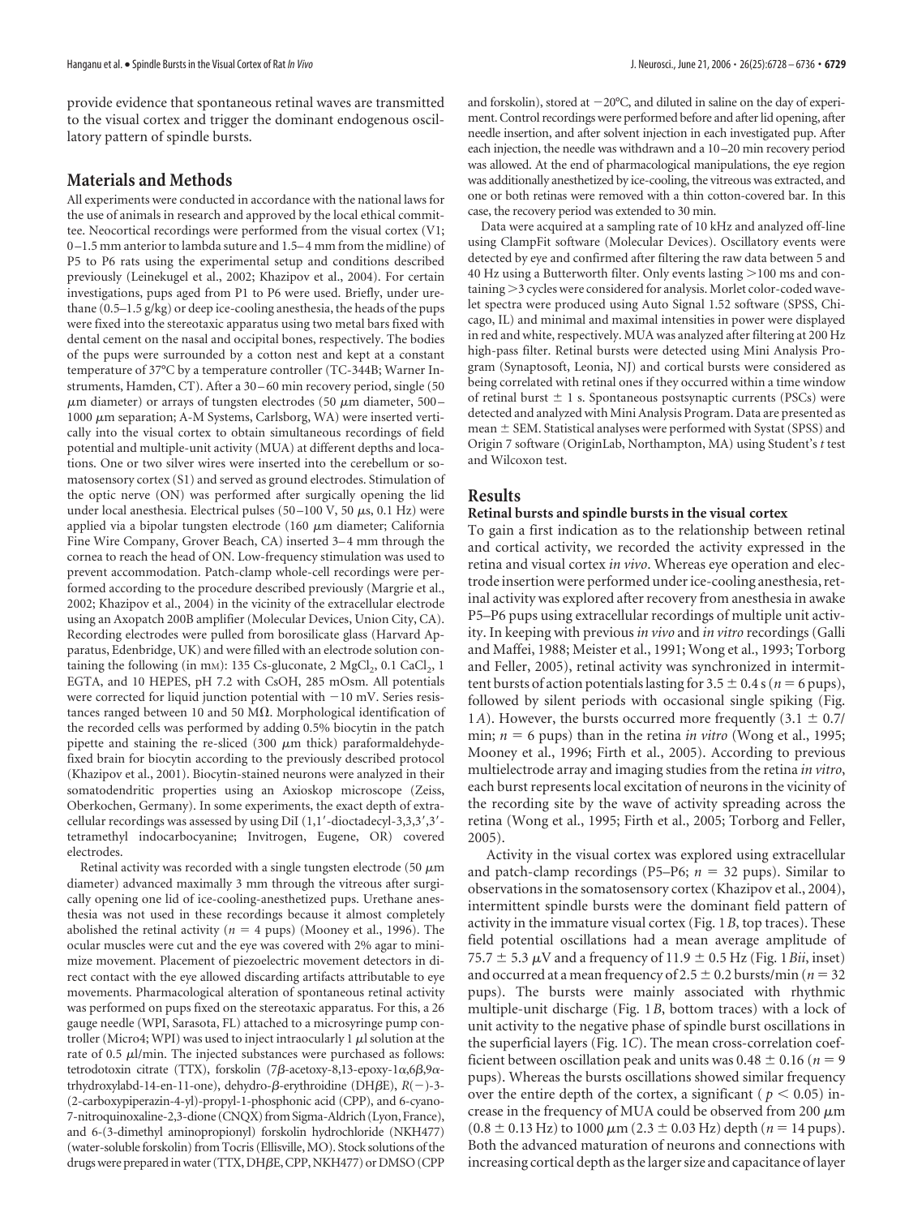provide evidence that spontaneous retinal waves are transmitted to the visual cortex and trigger the dominant endogenous oscillatory pattern of spindle bursts.

## Materials and Methods

All experiments were conducted in accordance with the national laws for the use of animals in research and approved by the local ethical committee. Neocortical recordings were performed from the visual cortex (V1; 0–1.5 mm anterior to lambda suture and 1.5–4 mm from the midline) of P5 to P6 rats using the experimental setup and conditions described previously (Leinekugel et al., 2002; Khazipov et al., 2004). For certain investigations, pups aged from P1 to P6 were used. Briefly, under urethane (0.5–1.5 g/kg) or deep ice-cooling anesthesia, the heads of the pups were fixed into the stereotaxic apparatus using two metal bars fixed with dental cement on the nasal and occipital bones, respectively. The bodies of the pups were surrounded by a cotton nest and kept at a constant temperature of 37°C by a temperature controller (TC-344B; Warner Instruments, Hamden, CT). After a 30–60 min recovery period, single (50 $\mu$m diameter) or arrays of tungsten electrodes (50 $\mu$m diameter, 500–1000 $\mu$m separation; A-M Systems, Carlsborg, WA) were inserted vertically into the visual cortex to obtain simultaneous recordings of field potential and multiple-unit activity (MUA) at different depths and locations. One or two silver wires were inserted into the cerebellum or somatosensory cortex (S1) and served as ground electrodes. Stimulation of the optic nerve (ON) was performed after surgically opening the lid under local anesthesia. Electrical pulses (50–100 V, 50 $\mu$s, 0.1 Hz) were applied via a bipolar tungsten electrode (160 $\mu$m diameter; California Fine Wire Company, Grover Beach, CA) inserted 3–4 mm through the cornea to reach the head of ON. Low-frequency stimulation was used to prevent accommodation. Patch-clamp whole-cell recordings were performed according to the procedure described previously (Margrie et al., 2002; Khazipov et al., 2004) in the vicinity of the extracellular electrode using an Axopatch 200B amplifier (Molecular Devices, Union City, CA). Recording electrodes were pulled from borosilicate glass (Harvard Apparatus, Edenbridge, UK) and were filled with an electrode solution containing the following (in mM): 135 Cs-gluconate, 2 $MgCl_2$, 0.1 $CaCl_2$, 1 EGTA, and 10 HEPES, pH 7.2 with CsOH, 285 mOsm. All potentials were corrected for liquid junction potential with −10 mV. Series resistances ranged between 10 and 50 M$\Omega$. Morphological identification of the recorded cells was performed by adding 0.5% biocytin in the patch pipette and staining the re-sliced (300 $\mu$m thick) paraformaldehyde-fixed brain for biocytin according to the previously described protocol (Khazipov et al., 2001). Biocytin-stained neurons were analyzed in their somatodendritic properties using an Axioskop microscope (Zeiss, Oberkochen, Germany). In some experiments, the exact depth of extracellular recordings was assessed by using DiI (1,1′-dioctadecyl-3,3,3′,3′-tetramethyl indocarbocyanine; Invitrogen, Eugene, OR) covered electrodes.

Retinal activity was recorded with a single tungsten electrode (50 $\mu$m diameter) advanced maximally 3 mm through the vitreous after surgically opening one lid of ice-cooling-anesthetized pups. Urethane anesthesia was not used in these recordings because it almost completely abolished the retinal activity ($n = 4$ pups) (Mooney et al., 1996). The ocular muscles were cut and the eye was covered with 2% agar to minimize movement. Placement of piezoelectric movement detectors in direct contact with the eye allowed discarding artifacts attributable to eye movements. Pharmacological alteration of spontaneous retinal activity was performed on pups fixed on the stereotaxic apparatus. For this, a 26 gauge needle (WPI, Sarasota, FL) attached to a microsyringe pump controller (Micro4; WPI) was used to inject intraocularly 1 $\mu$l solution at the rate of 0.5 $\mu$l/min. The injected substances were purchased as follows: tetrodotoxin citrate (TTX), forskolin (7$\beta$-acetoxy-8,13-epoxy-1$\alpha$,6$\beta$,9$\alpha$-trhydroxylabd-14-en-11-one), dehydro-$\beta$-erythroidine (DH$\beta$E), $R$(−)-3-(2-carboxypiperazin-4-yl)-propyl-1-phosphonic acid (CPP), and 6-cyano-7-nitroquinoxaline-2,3-dione (CNQX) from Sigma-Aldrich (Lyon, France), and 6-(3-dimethyl aminopropionyl) forskolin hydrochloride (NKH477) (water-soluble forskolin) from Tocris (Ellisville, MO). Stock solutions of the drugs were prepared in water (TTX, DH$\beta$E, CPP, NKH477) or DMSO (CPP and forskolin), stored at −20°C, and diluted in saline on the day of experiment. Control recordings were performed before and after lid opening, after needle insertion, and after solvent injection in each investigated pup. After each injection, the needle was withdrawn and a 10–20 min recovery period was allowed. At the end of pharmacological manipulations, the eye region was additionally anesthetized by ice-cooling, the vitreous was extracted, and one or both retinas were removed with a thin cotton-covered bar. In this case, the recovery period was extended to 30 min.

Data were acquired at a sampling rate of 10 kHz and analyzed off-line using ClampFit software (Molecular Devices). Oscillatory events were detected by eye and confirmed after filtering the raw data between 5 and 40 Hz using a Butterworth filter. Only events lasting >100 ms and containing >3 cycles were considered for analysis. Morlet color-coded wavelet spectra were produced using Auto Signal 1.52 software (SPSS, Chicago, IL) and minimal and maximal intensities in power were displayed in red and white, respectively. MUA was analyzed after filtering at 200 Hz high-pass filter. Retinal bursts were detected using Mini Analysis Program (Synaptosoft, Leonia, NJ) and cortical bursts were considered as being correlated with retinal ones if they occurred within a time window of retinal burst ± 1 s. Spontaneous postsynaptic currents (PSCs) were detected and analyzed with Mini Analysis Program. Data are presented as mean ± SEM. Statistical analyses were performed with Systat (SPSS) and Origin 7 software (OriginLab, Northampton, MA) using Student's $t$ test and Wilcoxon test.

## Results

### Retinal bursts and spindle bursts in the visual cortex

To gain a first indication as to the relationship between retinal and cortical activity, we recorded the activity expressed in the retina and visual cortex *in vivo*. Whereas eye operation and electrode insertion were performed under ice-cooling anesthesia, retinal activity was explored after recovery from anesthesia in awake P5–P6 pups using extracellular recordings of multiple unit activity. In keeping with previous *in vivo* and *in vitro* recordings (Galli and Maffei, 1988; Meister et al., 1991; Wong et al., 1993; Torborg and Feller, 2005), retinal activity was synchronized in intermittent bursts of action potentials lasting for 3.5 ± 0.4 s ($n = 6$ pups), followed by silent periods with occasional single spiking (Fig. 1*A*). However, the bursts occurred more frequently (3.1 ± 0.7/min; $n = 6$ pups) than in the retina *in vitro* (Wong et al., 1995; Mooney et al., 1996; Firth et al., 2005). According to previous multielectrode array and imaging studies from the retina *in vitro*, each burst represents local excitation of neurons in the vicinity of the recording site by the wave of activity spreading across the retina (Wong et al., 1995; Firth et al., 2005; Torborg and Feller, 2005).

Activity in the visual cortex was explored using extracellular and patch-clamp recordings (P5–P6; $n = 32$ pups). Similar to observations in the somatosensory cortex (Khazipov et al., 2004), intermittent spindle bursts were the dominant field pattern of activity in the immature visual cortex (Fig. 1*B*, top traces). These field potential oscillations had a mean average amplitude of 75.7 ± 5.3 $\mu$V and a frequency of 11.9 ± 0.5 Hz (Fig. 1*Bii*, inset) and occurred at a mean frequency of 2.5 ± 0.2 bursts/min ($n = 32$ pups). The bursts were mainly associated with rhythmic multiple-unit discharge (Fig. 1*B*, bottom traces) with a lock of unit activity to the negative phase of spindle burst oscillations in the superficial layers (Fig. 1*C*). The mean cross-correlation coefficient between oscillation peak and units was 0.48 ± 0.16 ($n = 9$ pups). Whereas the bursts oscillations showed similar frequency over the entire depth of the cortex, a significant ($p < 0.05$) increase in the frequency of MUA could be observed from 200 $\mu$m (0.8 ± 0.13 Hz) to 1000 $\mu$m (2.3 ± 0.03 Hz) depth ($n = 14$ pups). Both the advanced maturation of neurons and connections with increasing cortical depth as the larger size and capacitance of layer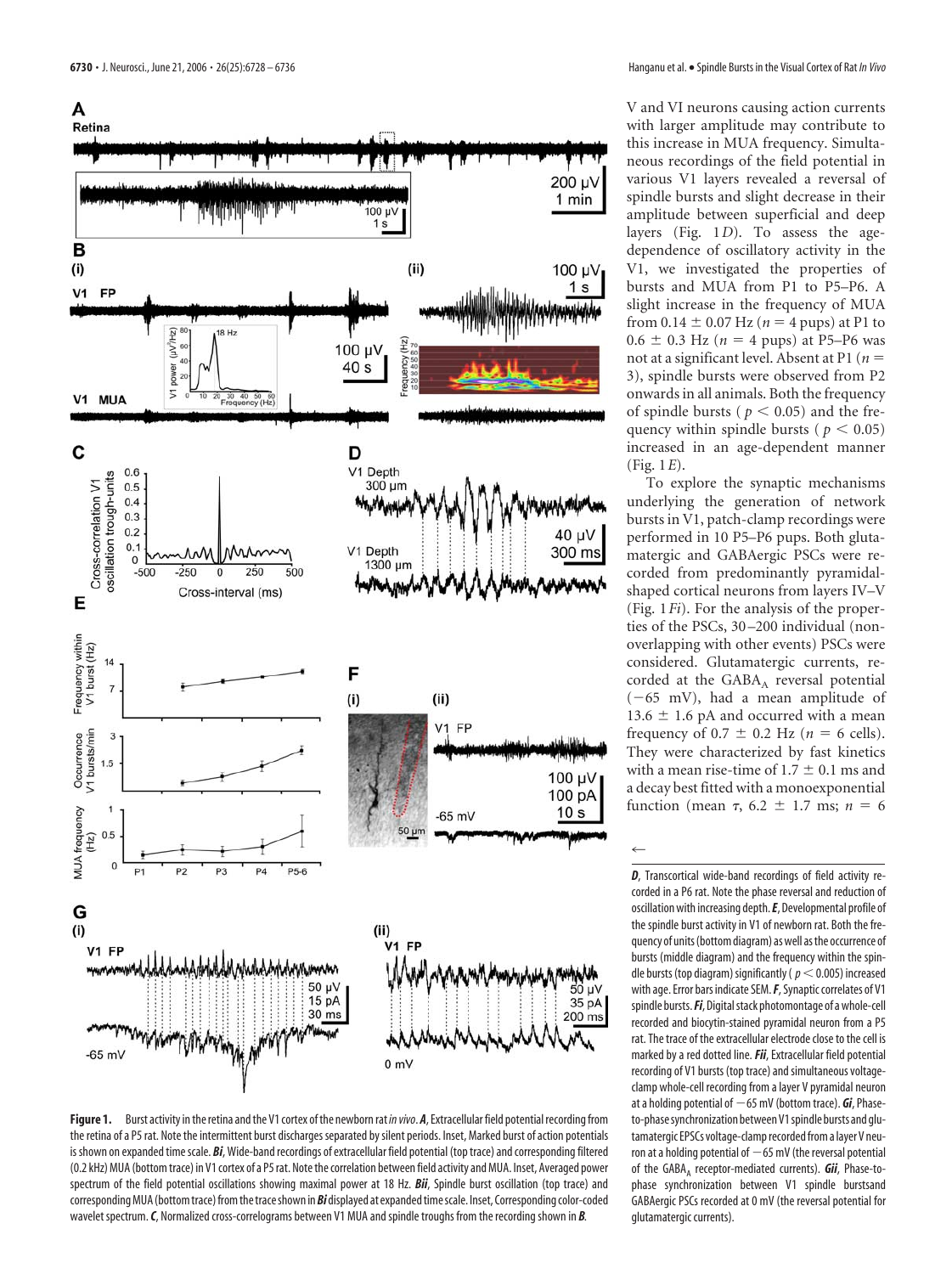V and VI neurons causing action currents with larger amplitude may contribute to this increase in MUA frequency. Simultaneous recordings of the field potential in various V1 layers revealed a reversal of spindle bursts and slight decrease in their amplitude between superficial and deep layers (Fig. 1*D*). To assess the age-dependence of oscillatory activity in the V1, we investigated the properties of bursts and MUA from P1 to P5–P6. A slight increase in the frequency of MUA from 0.14 ± 0.07 Hz ($n = 4$ pups) at P1 to 0.6 ± 0.3 Hz ($n = 4$ pups) at P5–P6 was not at a significant level. Absent at P1 ($n = 3$), spindle bursts were observed from P2 onwards in all animals. Both the frequency of spindle bursts ($p < 0.05$) and the frequency within spindle bursts ($p < 0.05$) increased in an age-dependent manner (Fig. 1*E*).

To explore the synaptic mechanisms underlying the generation of network bursts in V1, patch-clamp recordings were performed in 10 P5–P6 pups. Both glutamatergic and GABAergic PSCs were recorded from predominantly pyramidal-shaped cortical neurons from layers IV–V (Fig. 1*Fi*). For the analysis of the properties of the PSCs, 30–200 individual (non-overlapping with other events) PSCs were considered. Glutamatergic currents, recorded at the $GABA_A$ reversal potential (−65 mV), had a mean amplitude of 13.6 ± 1.6 pA and occurred with a mean frequency of 0.7 ± 0.2 Hz ($n = 6$ cells). They were characterized by fast kinetics with a mean rise-time of 1.7 ± 0.1 ms and a decay best fitted with a monoexponential function (mean $\tau$, 6.2 ± 1.7 ms; $n = 6$

**Figure 1.** Burst activity in the retina and the V1 cortex of the newborn rat *in vivo*. ***A***, Extracellular field potential recording from the retina of a P5 rat. Note the intermittent burst discharges separated by silent periods. Inset, Marked burst of action potentials is shown on expanded time scale. ***Bi***, Wide-band recordings of extracellular field potential (top trace) and corresponding filtered (0.2 kHz) MUA (bottom trace) in V1 cortex of a P5 rat. Note the correlation between field activity and MUA. Inset, Averaged power spectrum of the field potential oscillations showing maximal power at 18 Hz. ***Bii***, Spindle burst oscillation (top trace) and corresponding MUA (bottom trace) from the trace shown in ***Bi*** displayed at expanded time scale. Inset, Corresponding color-coded wavelet spectrum. ***C***, Normalized cross-correlograms between V1 MUA and spindle troughs from the recording shown in ***B***. ***D***, Transcortical wide-band recordings of field activity recorded in a P6 rat. Note the phase reversal and reduction of oscillation with increasing depth. ***E***, Developmental profile of the spindle burst activity in V1 of newborn rat. Both the frequency of units (bottom diagram) as well as the occurrence of bursts (middle diagram) and the frequency within the spindle bursts (top diagram) significantly ($p < 0.005$) increased with age. Error bars indicate SEM. ***F***, Synaptic correlates of V1 spindle bursts. ***Fi***, Digital stack photomontage of a whole-cell recorded and biocytin-stained pyramidal neuron from a P5 rat. The trace of the extracellular electrode close to the cell is marked by a red dotted line. ***Fii***, Extracellular field potential recording of V1 bursts (top trace) and simultaneous voltage-clamp whole-cell recording from a layer V pyramidal neuron at a holding potential of −65 mV (bottom trace). ***Gi***, Phase-to-phase synchronization between V1 spindle bursts and glutamatergic EPSCs voltage-clamp recorded from a layer V neuron at a holding potential of −65 mV (the reversal potential of the $GABA_A$ receptor-mediated currents). ***Gii***, Phase-to-phase synchronization between V1 spindle burstsand GABAergic PSCs recorded at 0 mV (the reversal potential for glutamatergic currents).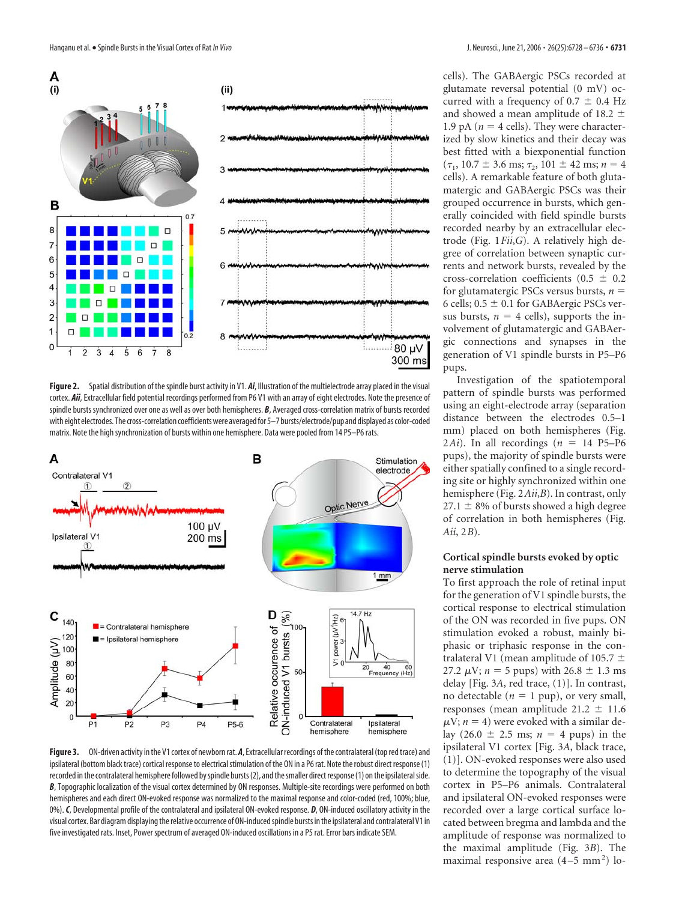Figure 2. Spatial distribution of the spindle burst activity in V1. ***Ai***, Illustration of the multielectrode array placed in the visual cortex. ***Aii***, Extracellular field potential recordings performed from P6 V1 with an array of eight electrodes. Note the presence of spindle bursts synchronized over one as well as over both hemispheres. ***B***, Averaged cross-correlation matrix of bursts recorded with eight electrodes. The cross-correlation coefficients were averaged for 5–7 bursts/electrode/pup and displayed as color-coded matrix. Note the high synchronization of bursts within one hemisphere. Data were pooled from 14 P5–P6 rats.

Figure 3. ON-driven activity in the V1 cortex of newborn rat. ***A***, Extracellular recordings of the contralateral (top red trace) and ipsilateral (bottom black trace) cortical response to electrical stimulation of the ON in a P6 rat. Note the robust direct response (1) recorded in the contralateral hemisphere followed by spindle bursts (2), and the smaller direct response (1) on the ipsilateral side. ***B***, Topographic localization of the visual cortex determined by ON responses. Multiple-site recordings were performed on both hemispheres and each direct ON-evoked response was normalized to the maximal response and color-coded (red, 100%; blue, 0%). ***C***, Developmental profile of the contralateral and ipsilateral ON-evoked response. ***D***, ON-induced oscillatory activity in the visual cortex. Bar diagram displaying the relative occurrence of ON-induced spindle bursts in the ipsilateral and contralateral V1 in five investigated rats. Inset, Power spectrum of averaged ON-induced oscillations in a P5 rat. Error bars indicate SEM.

cells). The GABAergic PSCs recorded at glutamate reversal potential (0 mV) occurred with a frequency of 0.7 ± 0.4 Hz and showed a mean amplitude of 18.2 ± 1.9 pA ($n = 4$ cells). They were characterized by slow kinetics and their decay was best fitted with a biexponential function ($\tau_1$, 10.7 ± 3.6 ms; $\tau_2$, 101 ± 42 ms; $n = 4$ cells). A remarkable feature of both glutamatergic and GABAergic PSCs was their grouped occurrence in bursts, which generally coincided with field spindle bursts recorded nearby by an extracellular electrode (Fig. 1*Fii*,*G*). A relatively high degree of correlation between synaptic currents and network bursts, revealed by the cross-correlation coefficients (0.5 ± 0.2 for glutamatergic PSCs versus bursts, $n = 6$ cells; 0.5 ± 0.1 for GABAergic PSCs versus bursts, $n = 4$ cells), supports the involvement of glutamatergic and GABAergic connections and synapses in the generation of V1 spindle bursts in P5–P6 pups.

Investigation of the spatiotemporal pattern of spindle bursts was performed using an eight-electrode array (separation distance between the electrodes 0.5–1 mm) placed on both hemispheres (Fig. 2*Ai*). In all recordings ($n = 14$ P5–P6 pups), the majority of spindle bursts were either spatially confined to a single recording site or highly synchronized within one hemisphere (Fig. 2*Aii*,*B*). In contrast, only 27.1 ± 8% of bursts showed a high degree of correlation in both hemispheres (Fig. *Aii*, 2*B*).

### Cortical spindle bursts evoked by optic nerve stimulation

To first approach the role of retinal input for the generation of V1 spindle bursts, the cortical response to electrical stimulation of the ON was recorded in five pups. ON stimulation evoked a robust, mainly biphasic or triphasic response in the contralateral V1 (mean amplitude of 105.7 ± 27.2 μV; $n = 5$ pups) with 26.8 ± 1.3 ms delay [Fig. 3*A*, red trace, (1)]. In contrast, no detectable ($n = 1$ pup), or very small, responses (mean amplitude 21.2 ± 11.6 μV; $n = 4$) were evoked with a similar delay (26.0 ± 2.5 ms; $n = 4$ pups) in the ipsilateral V1 cortex [Fig. 3*A*, black trace, (1)]. ON-evoked responses were also used to determine the topography of the visual cortex in P5–P6 animals. Contralateral and ipsilateral ON-evoked responses were recorded over a large cortical surface located between bregma and lambda and the amplitude of response was normalized to the maximal amplitude (Fig. 3*B*). The maximal responsive area (4–5 mm$^2$) lo-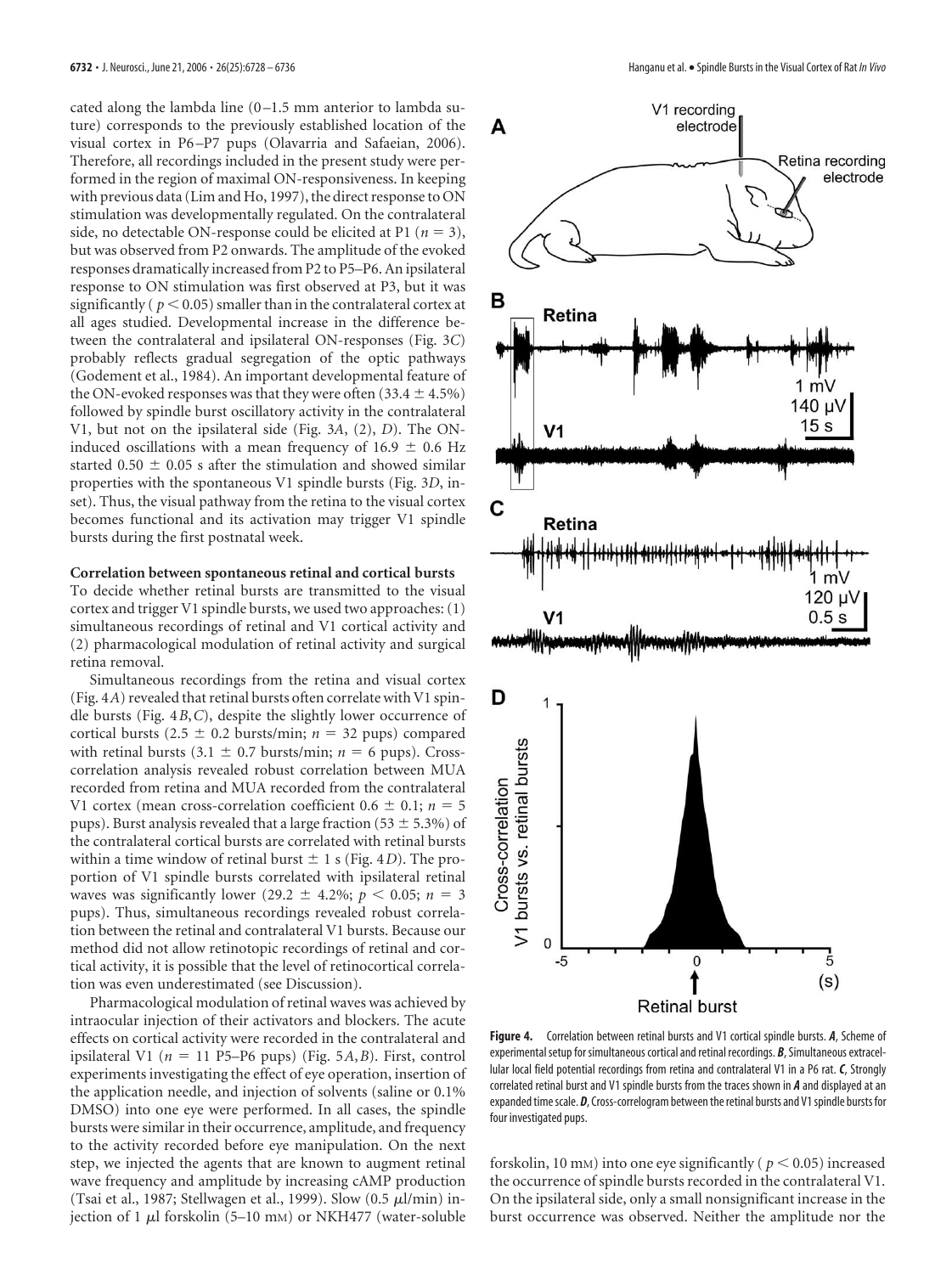cated along the lambda line (0–1.5 mm anterior to lambda suture) corresponds to the previously established location of the visual cortex in P6–P7 pups (Olavarria and Safaeian, 2006). Therefore, all recordings included in the present study were performed in the region of maximal ON-responsiveness. In keeping with previous data (Lim and Ho, 1997), the direct response to ON stimulation was developmentally regulated. On the contralateral side, no detectable ON-response could be elicited at P1 ($n = 3$), but was observed from P2 onwards. The amplitude of the evoked responses dramatically increased from P2 to P5–P6. An ipsilateral response to ON stimulation was first observed at P3, but it was significantly ($p < 0.05$) smaller than in the contralateral cortex at all ages studied. Developmental increase in the difference between the contralateral and ipsilateral ON-responses (Fig. 3*C*) probably reflects gradual segregation of the optic pathways (Godement et al., 1984). An important developmental feature of the ON-evoked responses was that they were often (33.4 ± 4.5%) followed by spindle burst oscillatory activity in the contralateral V1, but not on the ipsilateral side (Fig. 3*A*, (2), *D*). The ON-induced oscillations with a mean frequency of 16.9 ± 0.6 Hz started 0.50 ± 0.05 s after the stimulation and showed similar properties with the spontaneous V1 spindle bursts (Fig. 3*D*, inset). Thus, the visual pathway from the retina to the visual cortex becomes functional and its activation may trigger V1 spindle bursts during the first postnatal week.

**Correlation between spontaneous retinal and cortical bursts**

To decide whether retinal bursts are transmitted to the visual cortex and trigger V1 spindle bursts, we used two approaches: (1) simultaneous recordings of retinal and V1 cortical activity and (2) pharmacological modulation of retinal activity and surgical retina removal.

Simultaneous recordings from the retina and visual cortex (Fig. 4*A*) revealed that retinal bursts often correlate with V1 spindle bursts (Fig. 4*B*,*C*), despite the slightly lower occurrence of cortical bursts (2.5 ± 0.2 bursts/min; $n = 32$ pups) compared with retinal bursts (3.1 ± 0.7 bursts/min; $n = 6$ pups). Cross-correlation analysis revealed robust correlation between MUA recorded from retina and MUA recorded from the contralateral V1 cortex (mean cross-correlation coefficient 0.6 ± 0.1; $n = 5$ pups). Burst analysis revealed that a large fraction (53 ± 5.3%) of the contralateral cortical bursts are correlated with retinal bursts within a time window of retinal burst ± 1 s (Fig. 4*D*). The proportion of V1 spindle bursts correlated with ipsilateral retinal waves was significantly lower (29.2 ± 4.2%; $p < 0.05$; $n = 3$ pups). Thus, simultaneous recordings revealed robust correlation between the retinal and contralateral V1 bursts. Because our method did not allow retinotopic recordings of retinal and cortical activity, it is possible that the level of retinocortical correlation was even underestimated (see Discussion).

Pharmacological modulation of retinal waves was achieved by intraocular injection of their activators and blockers. The acute effects on cortical activity were recorded in the contralateral and ipsilateral V1 ($n = 11$ P5–P6 pups) (Fig. 5*A*,*B*). First, control experiments investigating the effect of eye operation, insertion of the application needle, and injection of solvents (saline or 0.1% DMSO) into one eye were performed. In all cases, the spindle bursts were similar in their occurrence, amplitude, and frequency to the activity recorded before eye manipulation. On the next step, we injected the agents that are known to augment retinal wave frequency and amplitude by increasing cAMP production (Tsai et al., 1987; Stellwagen et al., 1999). Slow (0.5 μl/min) injection of 1 μl forskolin (5–10 mM) or NKH477 (water-soluble forskolin, 10 mM) into one eye significantly ($p < 0.05$) increased the occurrence of spindle bursts recorded in the contralateral V1. On the ipsilateral side, only a small nonsignificant increase in the burst occurrence was observed. Neither the amplitude nor the

**Figure 4.** Correlation between retinal bursts and V1 cortical spindle bursts. ***A***, Scheme of experimental setup for simultaneous cortical and retinal recordings. ***B***, Simultaneous extracellular local field potential recordings from retina and contralateral V1 in a P6 rat. ***C***, Strongly correlated retinal burst and V1 spindle bursts from the traces shown in ***A*** and displayed at an expanded time scale. ***D***, Cross-correlogram between the retinal bursts and V1 spindle bursts for four investigated pups.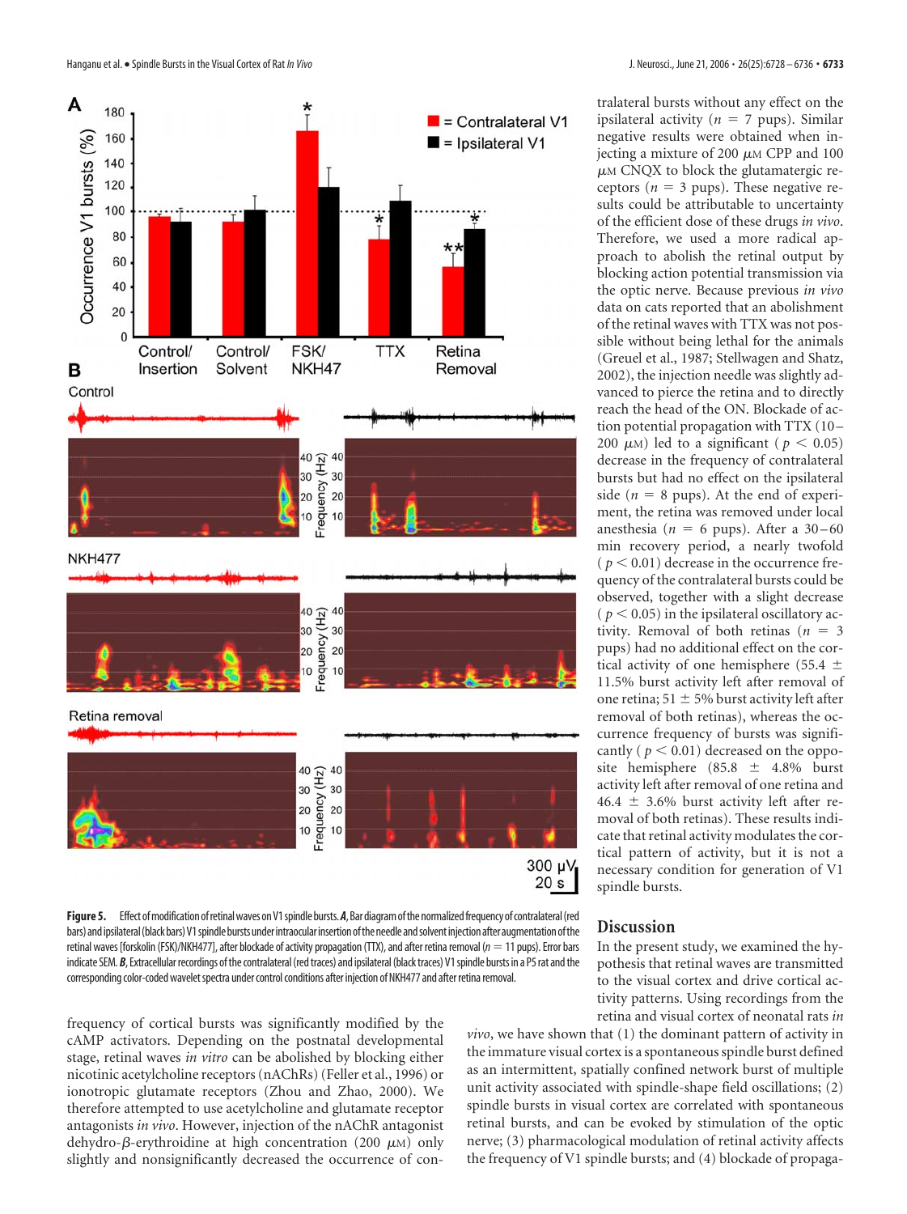tralateral bursts without any effect on the ipsilateral activity ($n = 7$ pups). Similar negative results were obtained when injecting a mixture of 200 μM CPP and 100 μM CNQX to block the glutamatergic receptors ($n = 3$ pups). These negative results could be attributable to uncertainty of the efficient dose of these drugs *in vivo*. Therefore, we used a more radical approach to abolish the retinal output by blocking action potential transmission via the optic nerve. Because previous *in vivo* data on cats reported that an abolishment of the retinal waves with TTX was not possible without being lethal for the animals (Greuel et al., 1987; Stellwagen and Shatz, 2002), the injection needle was slightly advanced to pierce the retina and to directly reach the head of the ON. Blockade of action potential propagation with TTX (10–200 μM) led to a significant ($p < 0.05$) decrease in the frequency of contralateral bursts but had no effect on the ipsilateral side ($n = 8$ pups). At the end of experiment, the retina was removed under local anesthesia ($n = 6$ pups). After a 30–60 min recovery period, a nearly twofold ($p < 0.01$) decrease in the occurrence frequency of the contralateral bursts could be observed, together with a slight decrease ($p < 0.05$) in the ipsilateral oscillatory activity. Removal of both retinas ($n = 3$ pups) had no additional effect on the cortical activity of one hemisphere (55.4 ± 11.5% burst activity left after removal of one retina; 51 ± 5% burst activity left after removal of both retinas), whereas the occurrence frequency of bursts was significantly ($p < 0.01$) decreased on the opposite hemisphere (85.8 ± 4.8% burst activity left after removal of one retina and 46.4 ± 3.6% burst activity left after removal of both retinas). These results indicate that retinal activity modulates the cortical pattern of activity, but it is not a necessary condition for generation of V1 spindle bursts.

**Figure 5.** Effect of modification of retinal waves on V1 spindle bursts. ***A***, Bar diagram of the normalized frequency of contralateral (red bars) and ipsilateral (black bars) V1 spindle bursts under intraocular insertion of the needle and solvent injection after augmentation of the retinal waves [forskolin (FSK)/NKH477], after blockade of activity propagation (TTX), and after retina removal ($n = 11$ pups). Error bars indicate SEM. ***B***, Extracellular recordings of the contralateral (red traces) and ipsilateral (black traces) V1 spindle bursts in a P5 rat and the corresponding color-coded wavelet spectra under control conditions after injection of NKH477 and after retina removal.

frequency of cortical bursts was significantly modified by the cAMP activators. Depending on the postnatal developmental stage, retinal waves *in vitro* can be abolished by blocking either nicotinic acetylcholine receptors (nAChRs) (Feller et al., 1996) or ionotropic glutamate receptors (Zhou and Zhao, 2000). We therefore attempted to use acetylcholine and glutamate receptor antagonists *in vivo*. However, injection of the nAChR antagonist dehydro-β-erythroidine at high concentration (200 μM) only slightly and nonsignificantly decreased the occurrence of con-

## Discussion

In the present study, we examined the hypothesis that retinal waves are transmitted to the visual cortex and drive cortical activity patterns. Using recordings from the retina and visual cortex of neonatal rats *in vivo*, we have shown that (1) the dominant pattern of activity in the immature visual cortex is a spontaneous spindle burst defined as an intermittent, spatially confined network burst of multiple unit activity associated with spindle-shape field oscillations; (2) spindle bursts in visual cortex are correlated with spontaneous retinal bursts, and can be evoked by stimulation of the optic nerve; (3) pharmacological modulation of retinal activity affects the frequency of V1 spindle bursts; and (4) blockade of propaga-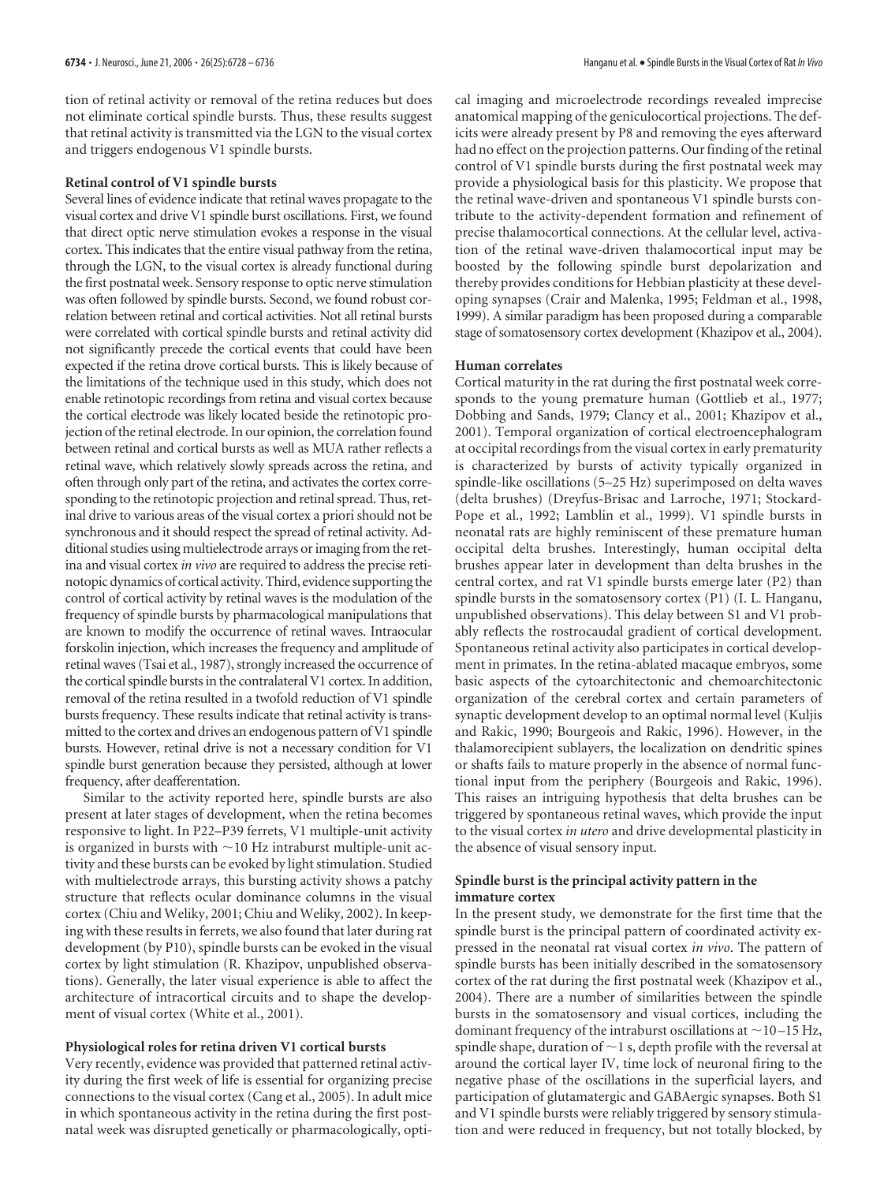tion of retinal activity or removal of the retina reduces but does not eliminate cortical spindle bursts. Thus, these results suggest that retinal activity is transmitted via the LGN to the visual cortex and triggers endogenous V1 spindle bursts.

### Retinal control of V1 spindle bursts

Several lines of evidence indicate that retinal waves propagate to the visual cortex and drive V1 spindle burst oscillations. First, we found that direct optic nerve stimulation evokes a response in the visual cortex. This indicates that the entire visual pathway from the retina, through the LGN, to the visual cortex is already functional during the first postnatal week. Sensory response to optic nerve stimulation was often followed by spindle bursts. Second, we found robust correlation between retinal and cortical activities. Not all retinal bursts were correlated with cortical spindle bursts and retinal activity did not significantly precede the cortical events that could have been expected if the retina drove cortical bursts. This is likely because of the limitations of the technique used in this study, which does not enable retinotopic recordings from retina and visual cortex because the cortical electrode was likely located beside the retinotopic projection of the retinal electrode. In our opinion, the correlation found between retinal and cortical bursts as well as MUA rather reflects a retinal wave, which relatively slowly spreads across the retina, and often through only part of the retina, and activates the cortex corresponding to the retinotopic projection and retinal spread. Thus, retinal drive to various areas of the visual cortex a priori should not be synchronous and it should respect the spread of retinal activity. Additional studies using multielectrode arrays or imaging from the retina and visual cortex *in vivo* are required to address the precise retinotopic dynamics of cortical activity. Third, evidence supporting the control of cortical activity by retinal waves is the modulation of the frequency of spindle bursts by pharmacological manipulations that are known to modify the occurrence of retinal waves. Intraocular forskolin injection, which increases the frequency and amplitude of retinal waves (Tsai et al., 1987), strongly increased the occurrence of the cortical spindle bursts in the contralateral V1 cortex. In addition, removal of the retina resulted in a twofold reduction of V1 spindle bursts frequency. These results indicate that retinal activity is transmitted to the cortex and drives an endogenous pattern of V1 spindle bursts. However, retinal drive is not a necessary condition for V1 spindle burst generation because they persisted, although at lower frequency, after deafferentation.

Similar to the activity reported here, spindle bursts are also present at later stages of development, when the retina becomes responsive to light. In P22–P39 ferrets, V1 multiple-unit activity is organized in bursts with ~10 Hz intraburst multiple-unit activity and these bursts can be evoked by light stimulation. Studied with multielectrode arrays, this bursting activity shows a patchy structure that reflects ocular dominance columns in the visual cortex (Chiu and Weliky, 2001; Chiu and Weliky, 2002). In keeping with these results in ferrets, we also found that later during rat development (by P10), spindle bursts can be evoked in the visual cortex by light stimulation (R. Khazipov, unpublished observations). Generally, the later visual experience is able to affect the architecture of intracortical circuits and to shape the development of visual cortex (White et al., 2001).

### Physiological roles for retina driven V1 cortical bursts

Very recently, evidence was provided that patterned retinal activity during the first week of life is essential for organizing precise connections to the visual cortex (Cang et al., 2005). In adult mice in which spontaneous activity in the retina during the first postnatal week was disrupted genetically or pharmacologically, optical imaging and microelectrode recordings revealed imprecise anatomical mapping of the geniculocortical projections. The deficits were already present by P8 and removing the eyes afterward had no effect on the projection patterns. Our finding of the retinal control of V1 spindle bursts during the first postnatal week may provide a physiological basis for this plasticity. We propose that the retinal wave-driven and spontaneous V1 spindle bursts contribute to the activity-dependent formation and refinement of precise thalamocortical connections. At the cellular level, activation of the retinal wave-driven thalamocortical input may be boosted by the following spindle burst depolarization and thereby provides conditions for Hebbian plasticity at these developing synapses (Crair and Malenka, 1995; Feldman et al., 1998, 1999). A similar paradigm has been proposed during a comparable stage of somatosensory cortex development (Khazipov et al., 2004).

### Human correlates

Cortical maturity in the rat during the first postnatal week corresponds to the young premature human (Gottlieb et al., 1977; Dobbing and Sands, 1979; Clancy et al., 2001; Khazipov et al., 2001). Temporal organization of cortical electroencephalogram at occipital recordings from the visual cortex in early prematurity is characterized by bursts of activity typically organized in spindle-like oscillations (5–25 Hz) superimposed on delta waves (delta brushes) (Dreyfus-Brisac and Larroche, 1971; Stockard-Pope et al., 1992; Lamblin et al., 1999). V1 spindle bursts in neonatal rats are highly reminiscent of these premature human occipital delta brushes. Interestingly, human occipital delta brushes appear later in development than delta brushes in the central cortex, and rat V1 spindle bursts emerge later (P2) than spindle bursts in the somatosensory cortex (P1) (I. L. Hanganu, unpublished observations). This delay between S1 and V1 probably reflects the rostrocaudal gradient of cortical development. Spontaneous retinal activity also participates in cortical development in primates. In the retina-ablated macaque embryos, some basic aspects of the cytoarchitectonic and chemoarchitectonic organization of the cerebral cortex and certain parameters of synaptic development develop to an optimal normal level (Kuljis and Rakic, 1990; Bourgeois and Rakic, 1996). However, in the thalamorecipient sublayers, the localization on dendritic spines or shafts fails to mature properly in the absence of normal functional input from the periphery (Bourgeois and Rakic, 1996). This raises an intriguing hypothesis that delta brushes can be triggered by spontaneous retinal waves, which provide the input to the visual cortex *in utero* and drive developmental plasticity in the absence of visual sensory input.

### Spindle burst is the principal activity pattern in the immature cortex

In the present study, we demonstrate for the first time that the spindle burst is the principal pattern of coordinated activity expressed in the neonatal rat visual cortex *in vivo*. The pattern of spindle bursts has been initially described in the somatosensory cortex of the rat during the first postnatal week (Khazipov et al., 2004). There are a number of similarities between the spindle bursts in the somatosensory and visual cortices, including the dominant frequency of the intraburst oscillations at ~10–15 Hz, spindle shape, duration of ~1 s, depth profile with the reversal at around the cortical layer IV, time lock of neuronal firing to the negative phase of the oscillations in the superficial layers, and participation of glutamatergic and GABAergic synapses. Both S1 and V1 spindle bursts were reliably triggered by sensory stimulation and were reduced in frequency, but not totally blocked, by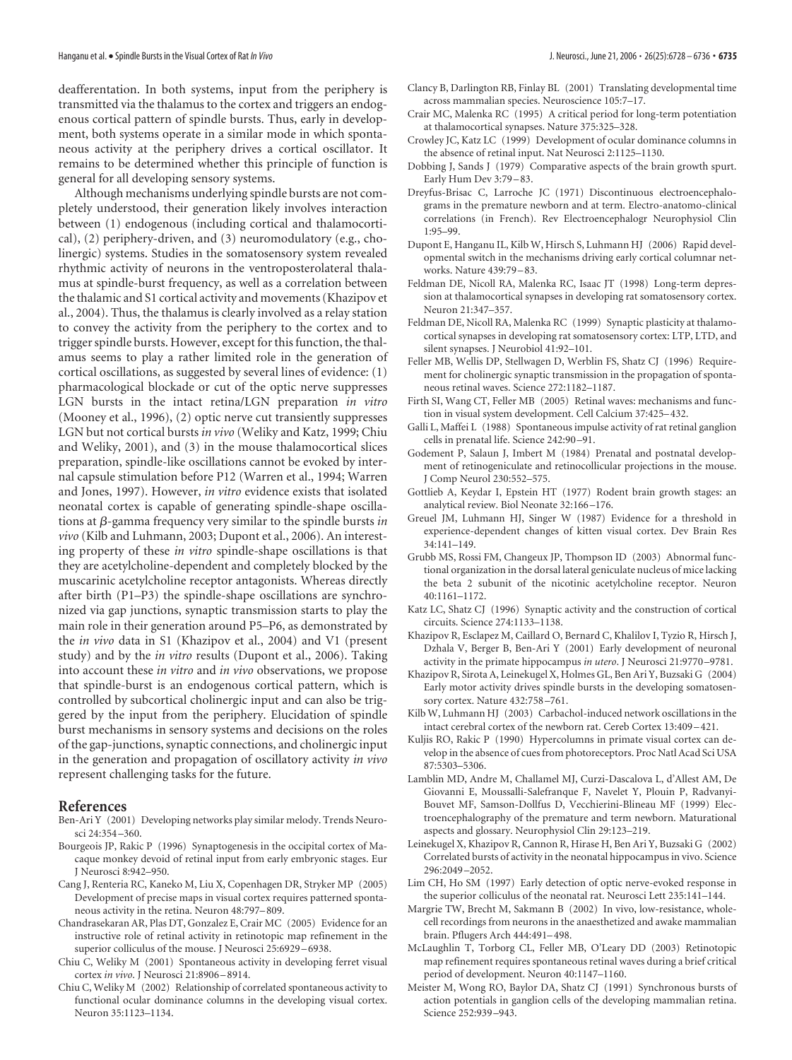deafferentation. In both systems, input from the periphery is transmitted via the thalamus to the cortex and triggers an endogenous cortical pattern of spindle bursts. Thus, early in development, both systems operate in a similar mode in which spontaneous activity at the periphery drives a cortical oscillator. It remains to be determined whether this principle of function is general for all developing sensory systems.

Although mechanisms underlying spindle bursts are not completely understood, their generation likely involves interaction between (1) endogenous (including cortical and thalamocortical), (2) periphery-driven, and (3) neuromodulatory (e.g., cholinergic) systems. Studies in the somatosensory system revealed rhythmic activity of neurons in the ventroposterolateral thalamus at spindle-burst frequency, as well as a correlation between the thalamic and S1 cortical activity and movements (Khazipov et al., 2004). Thus, the thalamus is clearly involved as a relay station to convey the activity from the periphery to the cortex and to trigger spindle bursts. However, except for this function, the thalamus seems to play a rather limited role in the generation of cortical oscillations, as suggested by several lines of evidence: (1) pharmacological blockade or cut of the optic nerve suppresses LGN bursts in the intact retina/LGN preparation *in vitro* (Mooney et al., 1996), (2) optic nerve cut transiently suppresses LGN but not cortical bursts *in vivo* (Weliky and Katz, 1999; Chiu and Weliky, 2001), and (3) in the mouse thalamocortical slices preparation, spindle-like oscillations cannot be evoked by internal capsule stimulation before P12 (Warren et al., 1994; Warren and Jones, 1997). However, *in vitro* evidence exists that isolated neonatal cortex is capable of generating spindle-shape oscillations at $\beta$-gamma frequency very similar to the spindle bursts *in vivo* (Kilb and Luhmann, 2003; Dupont et al., 2006). An interesting property of these *in vitro* spindle-shape oscillations is that they are acetylcholine-dependent and completely blocked by the muscarinic acetylcholine receptor antagonists. Whereas directly after birth (P1–P3) the spindle-shape oscillations are synchronized via gap junctions, synaptic transmission starts to play the main role in their generation around P5–P6, as demonstrated by the *in vivo* data in S1 (Khazipov et al., 2004) and V1 (present study) and by the *in vitro* results (Dupont et al., 2006). Taking into account these *in vitro* and *in vivo* observations, we propose that spindle-burst is an endogenous cortical pattern, which is controlled by subcortical cholinergic input and can also be triggered by the input from the periphery. Elucidation of spindle burst mechanisms in sensory systems and decisions on the roles of the gap-junctions, synaptic connections, and cholinergic input in the generation and propagation of oscillatory activity *in vivo* represent challenging tasks for the future.

## References

Ben-Ari Y (2001) Developing networks play similar melody. Trends Neurosci 24:354–360.

Bourgeois JP, Rakic P (1996) Synaptogenesis in the occipital cortex of Macaque monkey devoid of retinal input from early embryonic stages. Eur J Neurosci 8:942–950.

Cang J, Renteria RC, Kaneko M, Liu X, Copenhagen DR, Stryker MP (2005) Development of precise maps in visual cortex requires patterned spontaneous activity in the retina. Neuron 48:797–809.

Chandrasekaran AR, Plas DT, Gonzalez E, Crair MC (2005) Evidence for an instructive role of retinal activity in retinotopic map refinement in the superior colliculus of the mouse. J Neurosci 25:6929–6938.

Chiu C, Weliky M (2001) Spontaneous activity in developing ferret visual cortex *in vivo*. J Neurosci 21:8906–8914.

Chiu C, Weliky M (2002) Relationship of correlated spontaneous activity to functional ocular dominance columns in the developing visual cortex. Neuron 35:1123–1134.

Clancy B, Darlington RB, Finlay BL (2001) Translating developmental time across mammalian species. Neuroscience 105:7–17.

Crair MC, Malenka RC (1995) A critical period for long-term potentiation at thalamocortical synapses. Nature 375:325–328.

Crowley JC, Katz LC (1999) Development of ocular dominance columns in the absence of retinal input. Nat Neurosci 2:1125–1130.

Dobbing J, Sands J (1979) Comparative aspects of the brain growth spurt. Early Hum Dev 3:79–83.

Dreyfus-Brisac C, Larroche JC (1971) Discontinuous electroencephalograms in the premature newborn and at term. Electro-anatomo-clinical correlations (in French). Rev Electroencephalogr Neurophysiol Clin 1:95–99.

Dupont E, Hanganu IL, Kilb W, Hirsch S, Luhmann HJ (2006) Rapid developmental switch in the mechanisms driving early cortical columnar networks. Nature 439:79–83.

Feldman DE, Nicoll RA, Malenka RC, Isaac JT (1998) Long-term depression at thalamocortical synapses in developing rat somatosensory cortex. Neuron 21:347–357.

Feldman DE, Nicoll RA, Malenka RC (1999) Synaptic plasticity at thalamocortical synapses in developing rat somatosensory cortex: LTP, LTD, and silent synapses. J Neurobiol 41:92–101.

Feller MB, Wellis DP, Stellwagen D, Werblin FS, Shatz CJ (1996) Requirement for cholinergic synaptic transmission in the propagation of spontaneous retinal waves. Science 272:1182–1187.

Firth SI, Wang CT, Feller MB (2005) Retinal waves: mechanisms and function in visual system development. Cell Calcium 37:425–432.

Galli L, Maffei L (1988) Spontaneous impulse activity of rat retinal ganglion cells in prenatal life. Science 242:90–91.

Godement P, Salaun J, Imbert M (1984) Prenatal and postnatal development of retinogeniculate and retinocollicular projections in the mouse. J Comp Neurol 230:552–575.

Gottlieb A, Keydar I, Epstein HT (1977) Rodent brain growth stages: an analytical review. Biol Neonate 32:166–176.

Greuel JM, Luhmann HJ, Singer W (1987) Evidence for a threshold in experience-dependent changes of kitten visual cortex. Dev Brain Res 34:141–149.

Grubb MS, Rossi FM, Changeux JP, Thompson ID (2003) Abnormal functional organization in the dorsal lateral geniculate nucleus of mice lacking the beta 2 subunit of the nicotinic acetylcholine receptor. Neuron 40:1161–1172.

Katz LC, Shatz CJ (1996) Synaptic activity and the construction of cortical circuits. Science 274:1133–1138.

Khazipov R, Esclapez M, Caillard O, Bernard C, Khalilov I, Tyzio R, Hirsch J, Dzhala V, Berger B, Ben-Ari Y (2001) Early development of neuronal activity in the primate hippocampus *in utero*. J Neurosci 21:9770–9781.

Khazipov R, Sirota A, Leinekugel X, Holmes GL, Ben Ari Y, Buzsaki G (2004) Early motor activity drives spindle bursts in the developing somatosensory cortex. Nature 432:758–761.

Kilb W, Luhmann HJ (2003) Carbachol-induced network oscillations in the intact cerebral cortex of the newborn rat. Cereb Cortex 13:409–421.

Kuljis RO, Rakic P (1990) Hypercolumns in primate visual cortex can develop in the absence of cues from photoreceptors. Proc Natl Acad Sci USA 87:5303–5306.

Lamblin MD, Andre M, Challamel MJ, Curzi-Dascalova L, d'Allest AM, De Giovanni E, Moussalli-Salefranque F, Navelet Y, Plouin P, Radvanyi-Bouvet MF, Samson-Dollfus D, Vecchierini-Blineau MF (1999) Electroencephalography of the premature and term newborn. Maturational aspects and glossary. Neurophysiol Clin 29:123–219.

Leinekugel X, Khazipov R, Cannon R, Hirase H, Ben Ari Y, Buzsaki G (2002) Correlated bursts of activity in the neonatal hippocampus in vivo. Science 296:2049–2052.

Lim CH, Ho SM (1997) Early detection of optic nerve-evoked response in the superior colliculus of the neonatal rat. Neurosci Lett 235:141–144.

Margrie TW, Brecht M, Sakmann B (2002) In vivo, low-resistance, whole-cell recordings from neurons in the anaesthetized and awake mammalian brain. Pflugers Arch 444:491–498.

McLaughlin T, Torborg CL, Feller MB, O'Leary DD (2003) Retinotopic map refinement requires spontaneous retinal waves during a brief critical period of development. Neuron 40:1147–1160.

Meister M, Wong RO, Baylor DA, Shatz CJ (1991) Synchronous bursts of action potentials in ganglion cells of the developing mammalian retina. Science 252:939–943.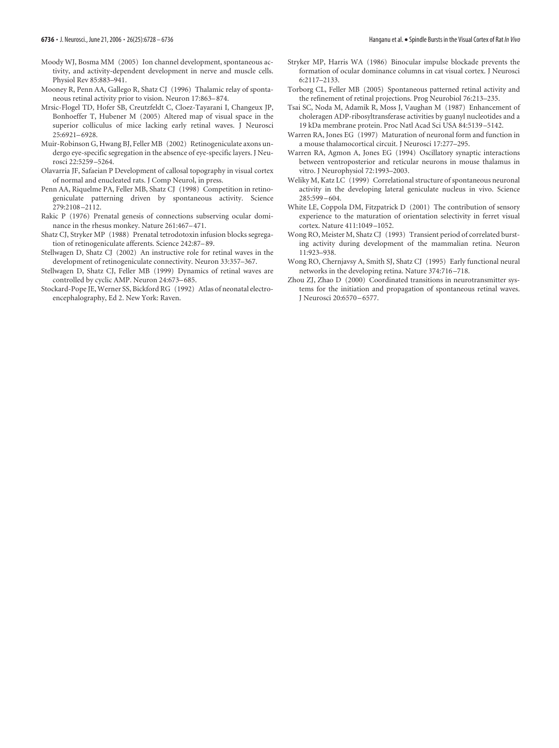Moody WJ, Bosma MM (2005) Ion channel development, spontaneous activity, and activity-dependent development in nerve and muscle cells. Physiol Rev 85:883–941.

Mooney R, Penn AA, Gallego R, Shatz CJ (1996) Thalamic relay of spontaneous retinal activity prior to vision. Neuron 17:863–874.

Mrsic-Flogel TD, Hofer SB, Creutzfeldt C, Cloez-Tayarani I, Changeux JP, Bonhoeffer T, Hubener M (2005) Altered map of visual space in the superior colliculus of mice lacking early retinal waves. J Neurosci 25:6921–6928.

Muir-Robinson G, Hwang BJ, Feller MB (2002) Retinogeniculate axons undergo eye-specific segregation in the absence of eye-specific layers. J Neurosci 22:5259–5264.

Olavarria JF, Safaeian P Development of callosal topography in visual cortex of normal and enucleated rats. J Comp Neurol, in press.

Penn AA, Riquelme PA, Feller MB, Shatz CJ (1998) Competition in retinogeniculate patterning driven by spontaneous activity. Science 279:2108–2112.

Rakic P (1976) Prenatal genesis of connections subserving ocular dominance in the rhesus monkey. Nature 261:467–471.

Shatz CJ, Stryker MP (1988) Prenatal tetrodotoxin infusion blocks segregation of retinogeniculate afferents. Science 242:87–89.

Stellwagen D, Shatz CJ (2002) An instructive role for retinal waves in the development of retinogeniculate connectivity. Neuron 33:357–367.

Stellwagen D, Shatz CJ, Feller MB (1999) Dynamics of retinal waves are controlled by cyclic AMP. Neuron 24:673–685.

Stockard-Pope JE, Werner SS, Bickford RG (1992) Atlas of neonatal electroencephalography, Ed 2. New York: Raven.

Stryker MP, Harris WA (1986) Binocular impulse blockade prevents the formation of ocular dominance columns in cat visual cortex. J Neurosci 6:2117–2133.

Torborg CL, Feller MB (2005) Spontaneous patterned retinal activity and the refinement of retinal projections. Prog Neurobiol 76:213–235.

Tsai SC, Noda M, Adamik R, Moss J, Vaughan M (1987) Enhancement of choleragen ADP-ribosyltransferase activities by guanyl nucleotides and a 19 kDa membrane protein. Proc Natl Acad Sci USA 84:5139–5142.

Warren RA, Jones EG (1997) Maturation of neuronal form and function in a mouse thalamocortical circuit. J Neurosci 17:277–295.

Warren RA, Agmon A, Jones EG (1994) Oscillatory synaptic interactions between ventroposterior and reticular neurons in mouse thalamus in vitro. J Neurophysiol 72:1993–2003.

Weliky M, Katz LC (1999) Correlational structure of spontaneous neuronal activity in the developing lateral geniculate nucleus in vivo. Science 285:599–604.

White LE, Coppola DM, Fitzpatrick D (2001) The contribution of sensory experience to the maturation of orientation selectivity in ferret visual cortex. Nature 411:1049–1052.

Wong RO, Meister M, Shatz CJ (1993) Transient period of correlated bursting activity during development of the mammalian retina. Neuron 11:923–938.

Wong RO, Chernjavsky A, Smith SJ, Shatz CJ (1995) Early functional neural networks in the developing retina. Nature 374:716–718.

Zhou ZJ, Zhao D (2000) Coordinated transitions in neurotransmitter systems for the initiation and propagation of spontaneous retinal waves. J Neurosci 20:6570–6577.